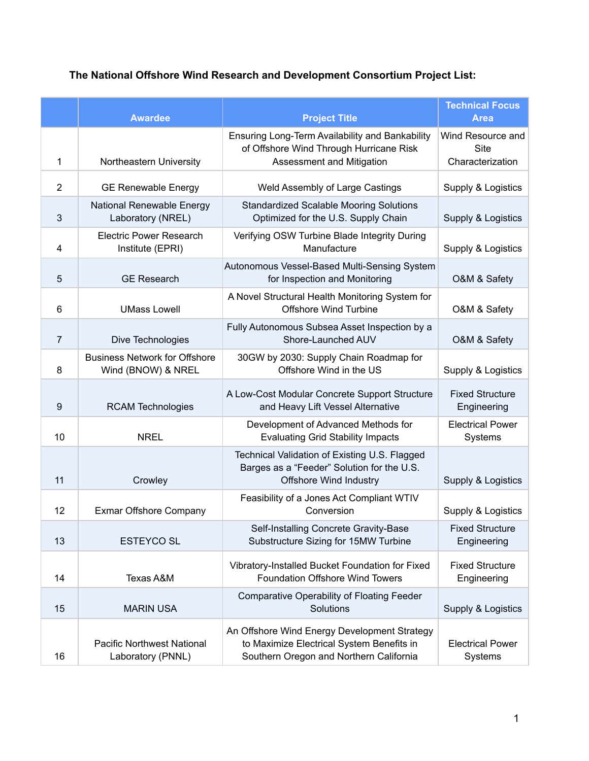**The National Offshore Wind Research and Development Consortium Project List:**

| | Awardee | Project Title | Technical Focus Area |
|---|---|---|---|
| 1 | Northeastern University | Ensuring Long-Term Availability and Bankability of Offshore Wind Through Hurricane Risk Assessment and Mitigation | Wind Resource and Site Characterization |
| 2 | GE Renewable Energy | Weld Assembly of Large Castings | Supply & Logistics |
| 3 | National Renewable Energy Laboratory (NREL) | Standardized Scalable Mooring Solutions Optimized for the U.S. Supply Chain | Supply & Logistics |
| 4 | Electric Power Research Institute (EPRI) | Verifying OSW Turbine Blade Integrity During Manufacture | Supply & Logistics |
| 5 | GE Research | Autonomous Vessel-Based Multi-Sensing System for Inspection and Monitoring | O&M & Safety |
| 6 | UMass Lowell | A Novel Structural Health Monitoring System for Offshore Wind Turbine | O&M & Safety |
| 7 | Dive Technologies | Fully Autonomous Subsea Asset Inspection by a Shore-Launched AUV | O&M & Safety |
| 8 | Business Network for Offshore Wind (BNOW) & NREL | 30GW by 2030: Supply Chain Roadmap for Offshore Wind in the US | Supply & Logistics |
| 9 | RCAM Technologies | A Low-Cost Modular Concrete Support Structure and Heavy Lift Vessel Alternative | Fixed Structure Engineering |
| 10 | NREL | Development of Advanced Methods for Evaluating Grid Stability Impacts | Electrical Power Systems |
| 11 | Crowley | Technical Validation of Existing U.S. Flagged Barges as a "Feeder" Solution for the U.S. Offshore Wind Industry | Supply & Logistics |
| 12 | Exmar Offshore Company | Feasibility of a Jones Act Compliant WTIV Conversion | Supply & Logistics |
| 13 | ESTEYCO SL | Self-Installing Concrete Gravity-Base Substructure Sizing for 15MW Turbine | Fixed Structure Engineering |
| 14 | Texas A&M | Vibratory-Installed Bucket Foundation for Fixed Foundation Offshore Wind Towers | Fixed Structure Engineering |
| 15 | MARIN USA | Comparative Operability of Floating Feeder Solutions | Supply & Logistics |
| 16 | Pacific Northwest National Laboratory (PNNL) | An Offshore Wind Energy Development Strategy to Maximize Electrical System Benefits in Southern Oregon and Northern California | Electrical Power Systems |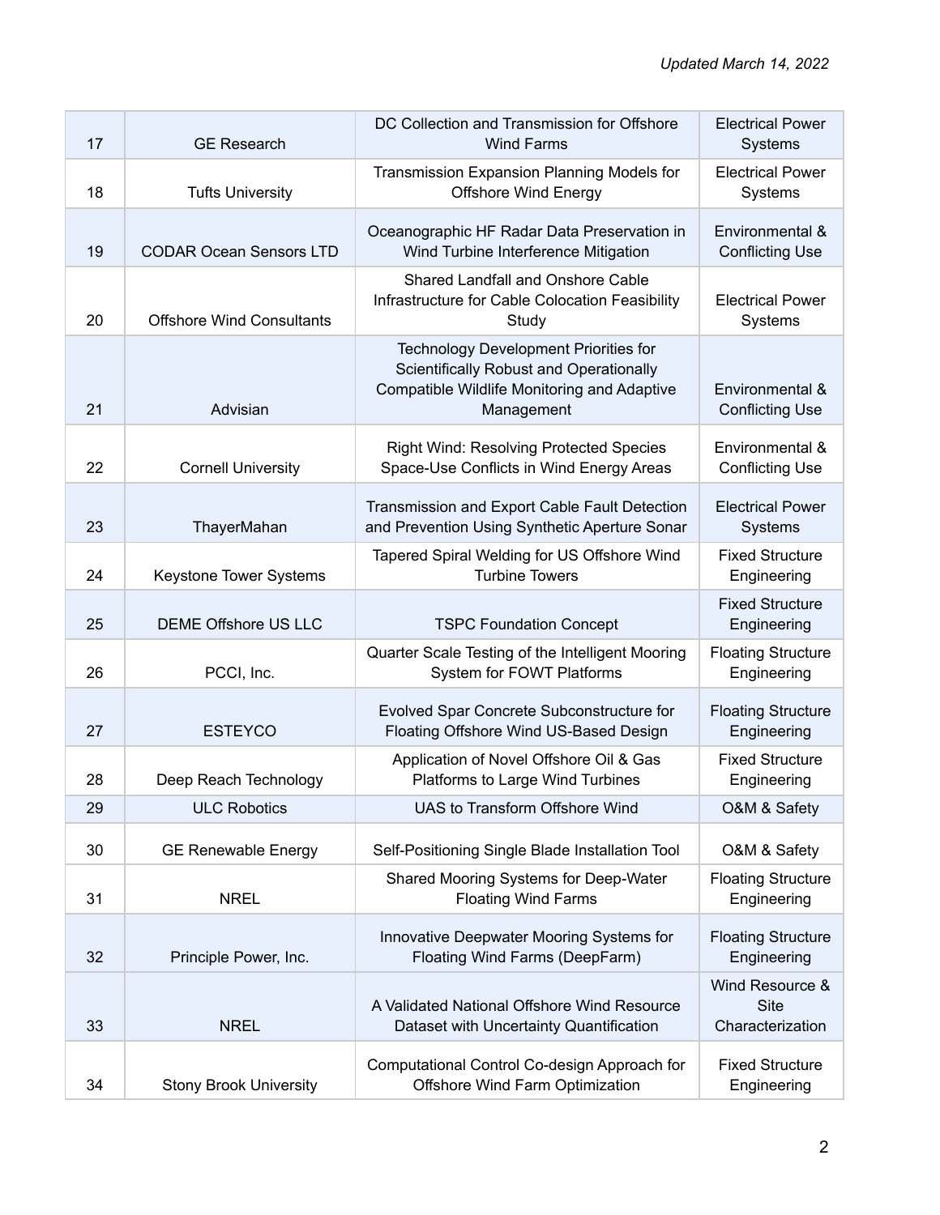| | | | |
|---|---|---|---|
| 17 | GE Research | DC Collection and Transmission for Offshore Wind Farms | Electrical Power Systems |
| 18 | Tufts University | Transmission Expansion Planning Models for Offshore Wind Energy | Electrical Power Systems |
| 19 | CODAR Ocean Sensors LTD | Oceanographic HF Radar Data Preservation in Wind Turbine Interference Mitigation | Environmental & Conflicting Use |
| 20 | Offshore Wind Consultants | Shared Landfall and Onshore Cable Infrastructure for Cable Colocation Feasibility Study | Electrical Power Systems |
| 21 | Advisian | Technology Development Priorities for Scientifically Robust and Operationally Compatible Wildlife Monitoring and Adaptive Management | Environmental & Conflicting Use |
| 22 | Cornell University | Right Wind: Resolving Protected Species Space-Use Conflicts in Wind Energy Areas | Environmental & Conflicting Use |
| 23 | ThayerMahan | Transmission and Export Cable Fault Detection and Prevention Using Synthetic Aperture Sonar | Electrical Power Systems |
| 24 | Keystone Tower Systems | Tapered Spiral Welding for US Offshore Wind Turbine Towers | Fixed Structure Engineering |
| 25 | DEME Offshore US LLC | TSPC Foundation Concept | Fixed Structure Engineering |
| 26 | PCCI, Inc. | Quarter Scale Testing of the Intelligent Mooring System for FOWT Platforms | Floating Structure Engineering |
| 27 | ESTEYCO | Evolved Spar Concrete Subconstructure for Floating Offshore Wind US-Based Design | Floating Structure Engineering |
| 28 | Deep Reach Technology | Application of Novel Offshore Oil & Gas Platforms to Large Wind Turbines | Fixed Structure Engineering |
| 29 | ULC Robotics | UAS to Transform Offshore Wind | O&M & Safety |
| 30 | GE Renewable Energy | Self-Positioning Single Blade Installation Tool | O&M & Safety |
| 31 | NREL | Shared Mooring Systems for Deep-Water Floating Wind Farms | Floating Structure Engineering |
| 32 | Principle Power, Inc. | Innovative Deepwater Mooring Systems for Floating Wind Farms (DeepFarm) | Floating Structure Engineering |
| 33 | NREL | A Validated National Offshore Wind Resource Dataset with Uncertainty Quantification | Wind Resource & Site Characterization |
| 34 | Stony Brook University | Computational Control Co-design Approach for Offshore Wind Farm Optimization | Fixed Structure Engineering |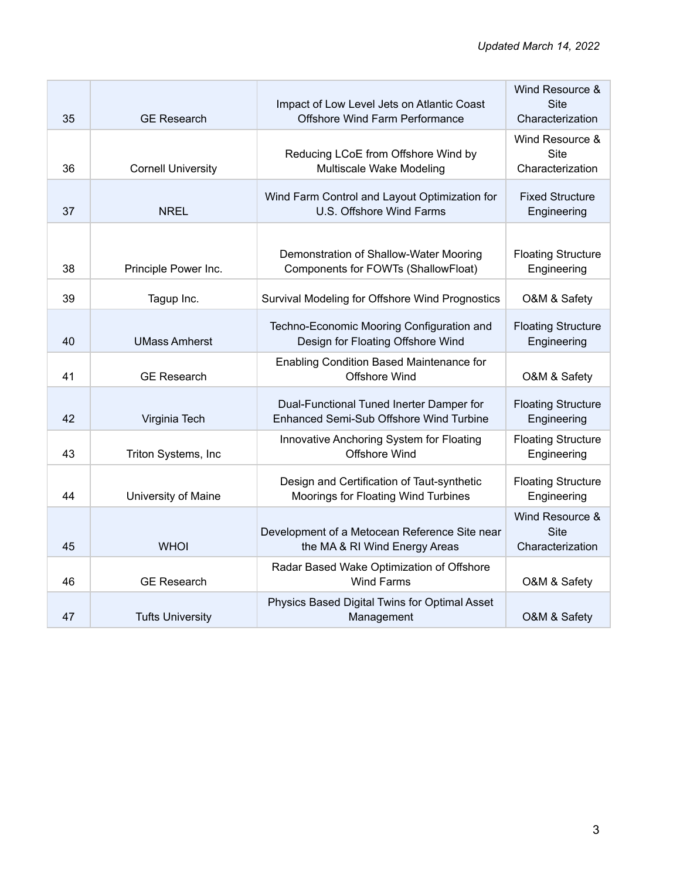| | | | |
|---|---|---|---|
| 35 | GE Research | Impact of Low Level Jets on Atlantic Coast Offshore Wind Farm Performance | Wind Resource & Site Characterization |
| 36 | Cornell University | Reducing LCoE from Offshore Wind by Multiscale Wake Modeling | Wind Resource & Site Characterization |
| 37 | NREL | Wind Farm Control and Layout Optimization for U.S. Offshore Wind Farms | Fixed Structure Engineering |
| 38 | Principle Power Inc. | Demonstration of Shallow-Water Mooring Components for FOWTs (ShallowFloat) | Floating Structure Engineering |
| 39 | Tagup Inc. | Survival Modeling for Offshore Wind Prognostics | O&M & Safety |
| 40 | UMass Amherst | Techno-Economic Mooring Configuration and Design for Floating Offshore Wind | Floating Structure Engineering |
| 41 | GE Research | Enabling Condition Based Maintenance for Offshore Wind | O&M & Safety |
| 42 | Virginia Tech | Dual-Functional Tuned Inerter Damper for Enhanced Semi-Sub Offshore Wind Turbine | Floating Structure Engineering |
| 43 | Triton Systems, Inc | Innovative Anchoring System for Floating Offshore Wind | Floating Structure Engineering |
| 44 | University of Maine | Design and Certification of Taut-synthetic Moorings for Floating Wind Turbines | Floating Structure Engineering |
| 45 | WHOI | Development of a Metocean Reference Site near the MA & RI Wind Energy Areas | Wind Resource & Site Characterization |
| 46 | GE Research | Radar Based Wake Optimization of Offshore Wind Farms | O&M & Safety |
| 47 | Tufts University | Physics Based Digital Twins for Optimal Asset Management | O&M & Safety |